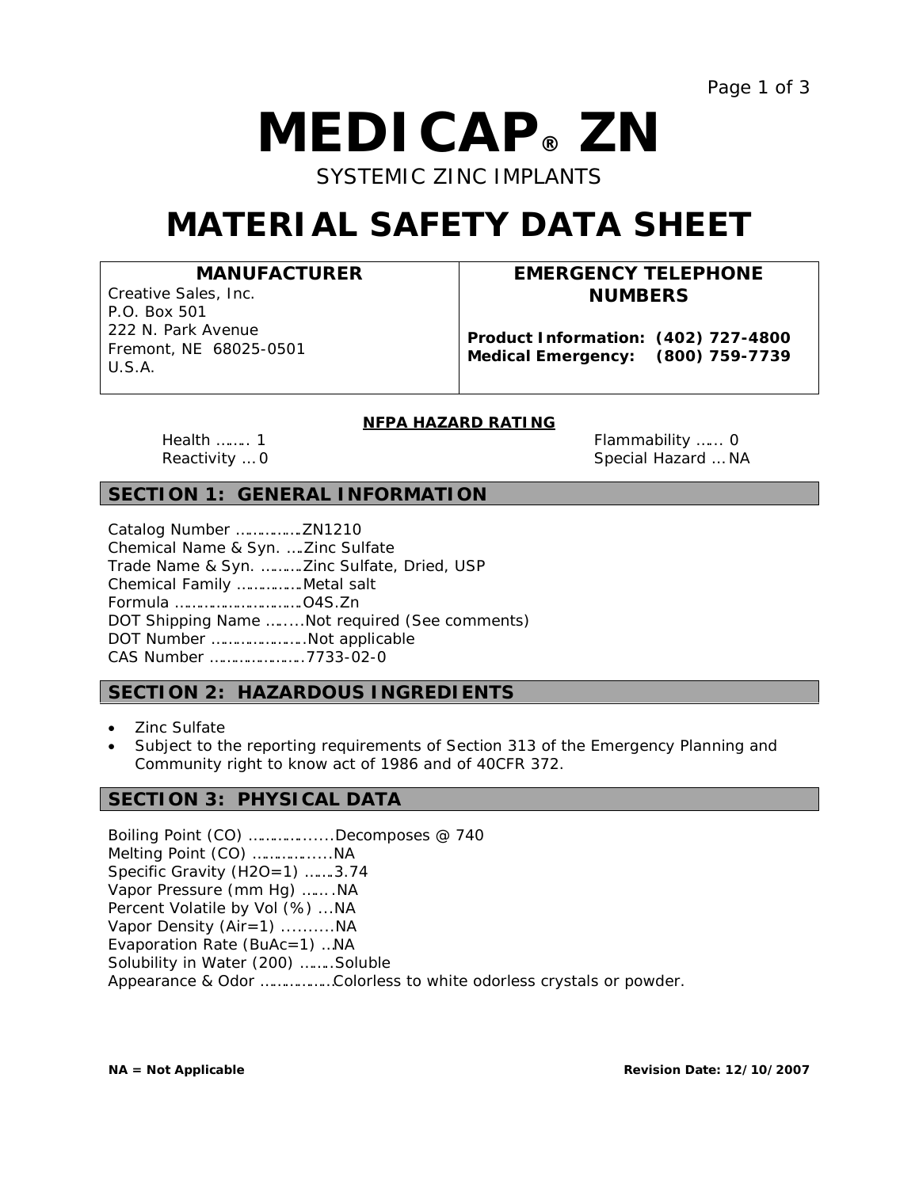# MEDICAP® ZN

SYSTEMIC ZINC IMPLANTS

# MATERIAL SAFETY DATA SHEET

| MANUFACTURER | EMERGENCY TELEPHONE NUMBERS |
|---|---|
| Creative Sales, Inc.<br>P.O. Box 501<br>222 N. Park Avenue<br>Fremont, NE 68025-0501<br>U.S.A. | **Product Information: (402) 727-4800**<br>**Medical Emergency: (800) 759-7739** |

**NFPA HAZARD RATING**

Health ……. 1
Flammability …… 0
Reactivity … 0
Special Hazard … NA

## SECTION 1: GENERAL INFORMATION

Catalog Number ……………ZN1210
Chemical Name & Syn. ….Zinc Sulfate
Trade Name & Syn. ………Zinc Sulfate, Dried, USP
Chemical Family ……………Metal salt
Formula ……………………….O4S.Zn
DOT Shipping Name ……..Not required (See comments)
DOT Number …………………Not applicable
CAS Number …………………7733-02-0

## SECTION 2: HAZARDOUS INGREDIENTS

- Zinc Sulfate
- Subject to the reporting requirements of Section 313 of the Emergency Planning and Community right to know act of 1986 and of 40CFR 372.

## SECTION 3: PHYSICAL DATA

Boiling Point (CO) ……………....Decomposes @ 740
Melting Point (CO) ……………...NA
Specific Gravity (H2O=1) …….3.74
Vapor Pressure (mm Hg) …….NA
Percent Volatile by Vol (%) ...NA
Vapor Density (Air=1) ……….NA
Evaporation Rate (BuAc=1) ..NA
Solubility in Water (200) ……..Soluble
Appearance & Odor ……………Colorless to white odorless crystals or powder.

**NA = Not Applicable**

**Revision Date: 12/10/2007**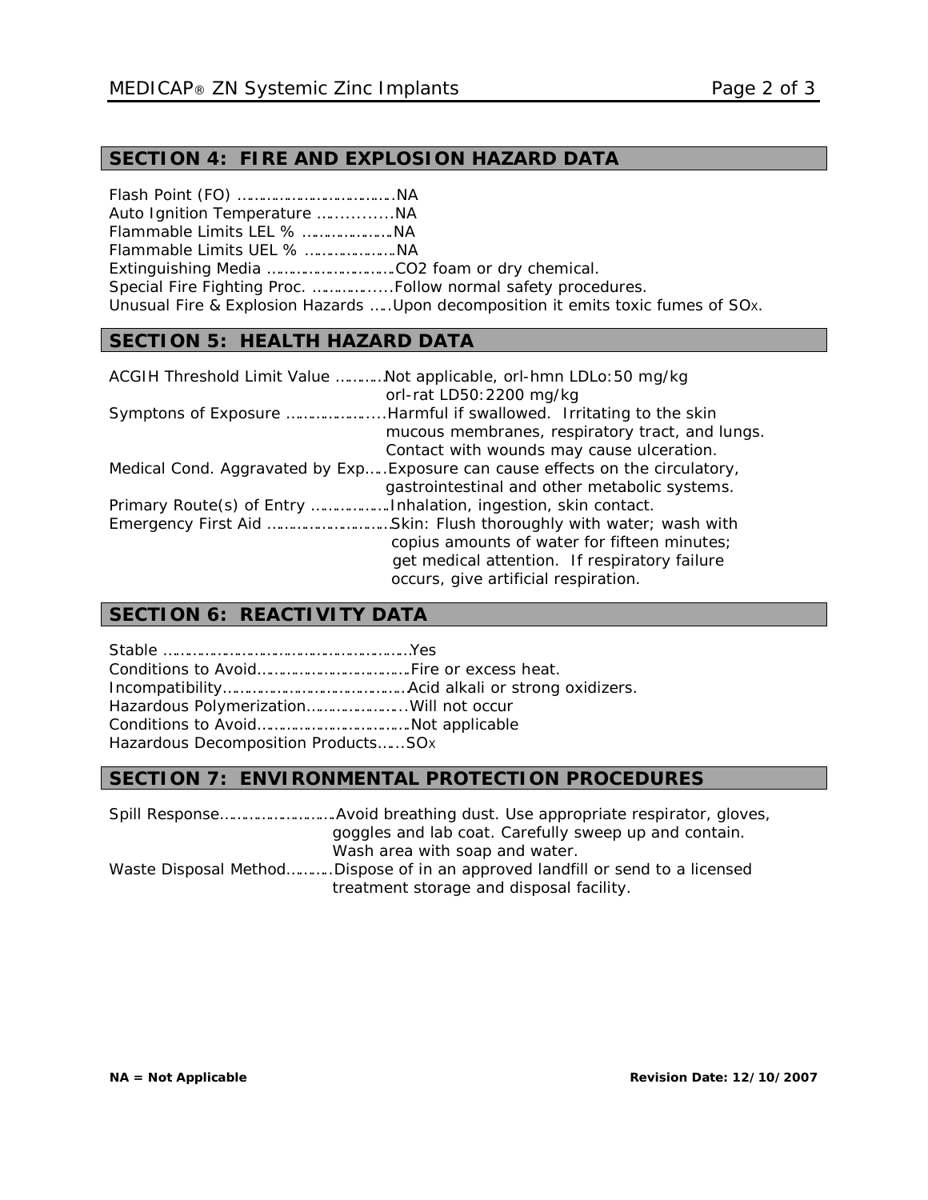## SECTION 4: FIRE AND EXPLOSION HAZARD DATA

Flash Point (FO) ………………………………NA
Auto Ignition Temperature ……………NA
Flammable Limits LEL % …………………NA
Flammable Limits UEL % …………………NA
Extinguishing Media ………………………CO2 foam or dry chemical.
Special Fire Fighting Proc. ………………Follow normal safety procedures.
Unusual Fire & Explosion Hazards …..Upon decomposition it emits toxic fumes of $SO_X$.

## SECTION 5: HEALTH HAZARD DATA

ACGIH Threshold Limit Value …………Not applicable, orl-hmn LDLo:50 mg/kg
orl-rat LD50:2200 mg/kg
Symptons of Exposure …………………Harmful if swallowed. Irritating to the skin mucous membranes, respiratory tract, and lungs. Contact with wounds may cause ulceration.
Medical Cond. Aggravated by Exp…..Exposure can cause effects on the circulatory, gastrointestinal and other metabolic systems.
Primary Route(s) of Entry ………………Inhalation, ingestion, skin contact.
Emergency First Aid ………………………Skin: Flush thoroughly with water; wash with copius amounts of water for fifteen minutes; get medical attention. If respiratory failure occurs, give artificial respiration.

## SECTION 6: REACTIVITY DATA

Stable ………………………………………………Yes
Conditions to Avoid………………………………Fire or excess heat.
Incompatibility……………………………………Acid alkali or strong oxidizers.
Hazardous Polymerization…………………..Will not occur
Conditions to Avoid………………………………Not applicable
Hazardous Decomposition Products……$SO_X$

## SECTION 7: ENVIRONMENTAL PROTECTION PROCEDURES

Spill Response………………………Avoid breathing dust. Use appropriate respirator, gloves, goggles and lab coat. Carefully sweep up and contain. Wash area with soap and water.
Waste Disposal Method……….Dispose of in an approved landfill or send to a licensed treatment storage and disposal facility.

**NA = Not Applicable** **Revision Date: 12/10/2007**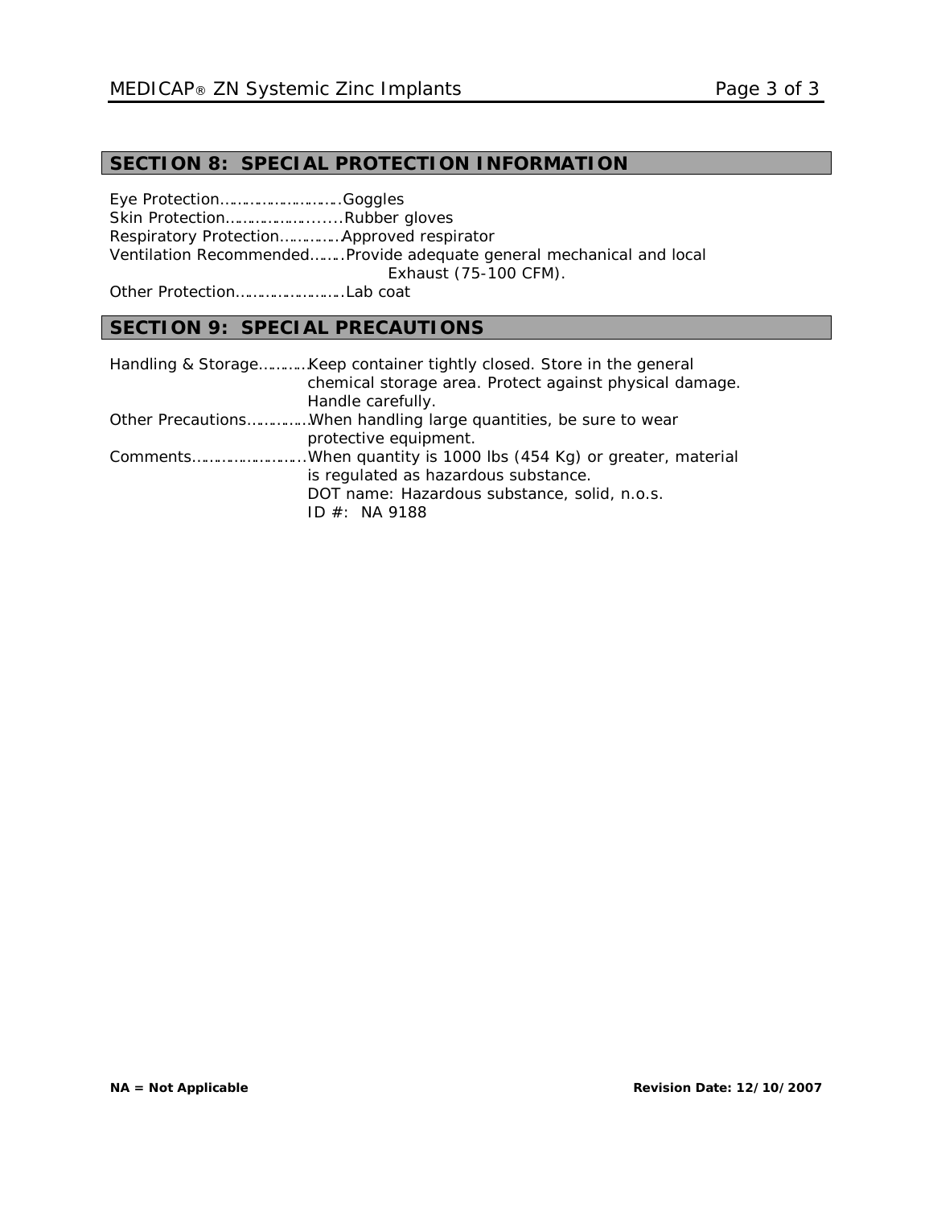## SECTION 8: SPECIAL PROTECTION INFORMATION

Eye Protection……………………….Goggles
Skin Protection…………………......Rubber gloves
Respiratory Protection…………..Approved respirator
Ventilation Recommended…….Provide adequate general mechanical and local Exhaust (75-100 CFM).
Other Protection…………………..Lab coat

## SECTION 9: SPECIAL PRECAUTIONS

Handling & Storage…………Keep container tightly closed. Store in the general chemical storage area. Protect against physical damage. Handle carefully.
Other Precautions……………When handling large quantities, be sure to wear protective equipment.
Comments……………………..When quantity is 1000 lbs (454 Kg) or greater, material is regulated as hazardous substance.
DOT name: Hazardous substance, solid, n.o.s.
ID #: NA 9188

**NA = Not Applicable** **Revision Date: 12/10/2007**